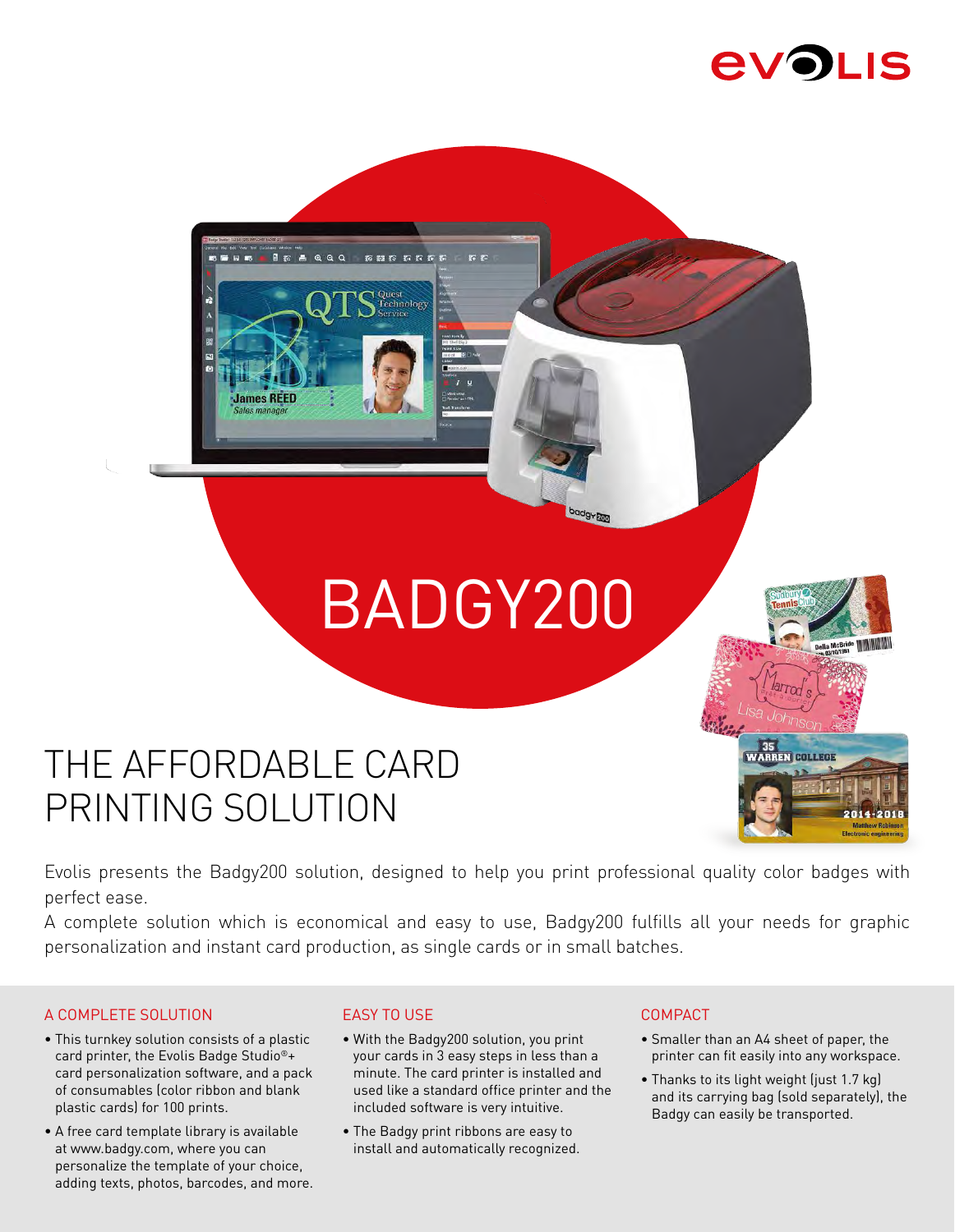# BADGY200

## THE AFFORDABLE CARD PRINTING SOLUTION

Evolis presents the Badgy200 solution, designed to help you print professional quality color badges with perfect ease.

A complete solution which is economical and easy to use, Badgy200 fulfills all your needs for graphic personalization and instant card production, as single cards or in small batches.

### A COMPLETE SOLUTION

- This turnkey solution consists of a plastic card printer, the Evolis Badge Studio®+ card personalization software, and a pack of consumables (color ribbon and blank plastic cards) for 100 prints.
- A free card template library is available at www.badgy.com, where you can personalize the template of your choice, adding texts, photos, barcodes, and more.

### EASY TO USE

- With the Badgy200 solution, you print your cards in 3 easy steps in less than a minute. The card printer is installed and used like a standard office printer and the included software is very intuitive.
- The Badgy print ribbons are easy to install and automatically recognized.

### COMPACT

- Smaller than an A4 sheet of paper, the printer can fit easily into any workspace.
- Thanks to its light weight (just 1.7 kg) and its carrying bag (sold separately), the Badgy can easily be transported.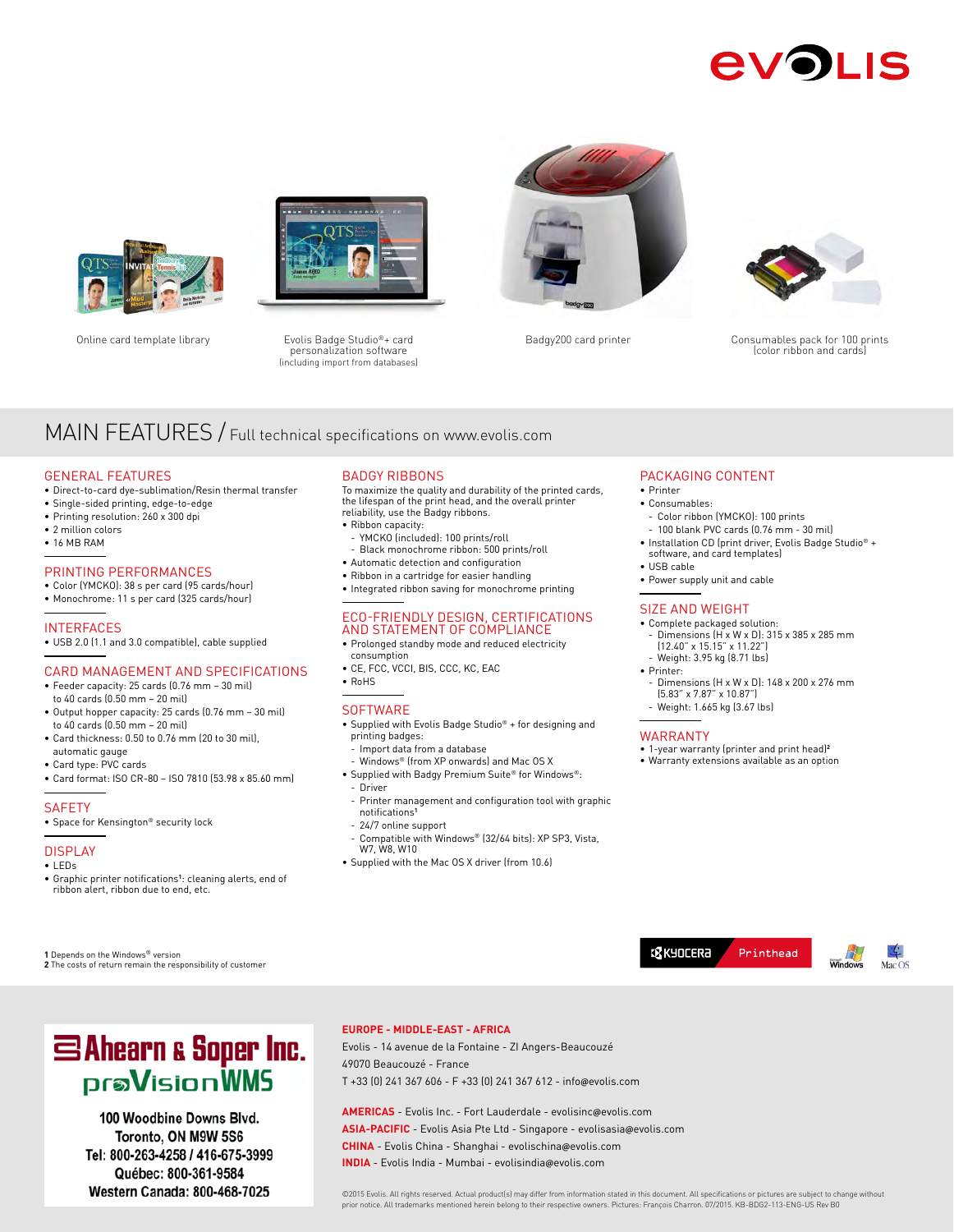Online card template library

Evolis Badge Studio®+ card personalization software (including import from databases)

Badgy200 card printer

Consumables pack for 100 prints (color ribbon and cards)

## MAIN FEATURES / Full technical specifications on www.evolis.com

### GENERAL FEATURES

- Direct-to-card dye-sublimation/Resin thermal transfer
- Single-sided printing, edge-to-edge
- Printing resolution: 260 x 300 dpi
- 2 million colors
- 16 MB RAM

### PRINTING PERFORMANCES

- Color (YMCKO): 38 s per card (95 cards/hour)
- Monochrome: 11 s per card (325 cards/hour)

### INTERFACES

- USB 2.0 (1.1 and 3.0 compatible), cable supplied

### CARD MANAGEMENT AND SPECIFICATIONS

- Feeder capacity: 25 cards (0.76 mm – 30 mil) to 40 cards (0.50 mm – 20 mil)
- Output hopper capacity: 25 cards (0.76 mm – 30 mil) to 40 cards (0.50 mm – 20 mil)
- Card thickness: 0.50 to 0.76 mm (20 to 30 mil), automatic gauge
- Card type: PVC cards
- Card format: ISO CR-80 – ISO 7810 (53.98 x 85.60 mm)

### SAFETY

- Space for Kensington® security lock

### DISPLAY

- LEDs
- Graphic printer notifications[1]: cleaning alerts, end of ribbon alert, ribbon due to end, etc.

### BADGY RIBBONS

To maximize the quality and durability of the printed cards, the lifespan of the print head, and the overall printer reliability, use the Badgy ribbons.

- Ribbon capacity:
  - YMCKO (included): 100 prints/roll
  - Black monochrome ribbon: 500 prints/roll
- Automatic detection and configuration
- Ribbon in a cartridge for easier handling
- Integrated ribbon saving for monochrome printing

### ECO-FRIENDLY DESIGN, CERTIFICATIONS AND STATEMENT OF COMPLIANCE

- Prolonged standby mode and reduced electricity consumption
- CE, FCC, VCCI, BIS, CCC, KC, EAC
- RoHS

### SOFTWARE

- Supplied with Evolis Badge Studio® + for designing and printing badges:
  - Import data from a database
  - Windows® (from XP onwards) and Mac OS X
- Supplied with Badgy Premium Suite® for Windows®:
  - Driver
  - Printer management and configuration tool with graphic notifications[1]
  - 24/7 online support
  - Compatible with Windows® (32/64 bits): XP SP3, Vista, W7, W8, W10
- Supplied with the Mac OS X driver (from 10.6)

### PACKAGING CONTENT

- Printer
- Consumables:
  - Color ribbon (YMCKO): 100 prints
  - 100 blank PVC cards (0.76 mm - 30 mil)
- Installation CD (print driver, Evolis Badge Studio® + software, and card templates)
- USB cable
- Power supply unit and cable

### SIZE AND WEIGHT

- Complete packaged solution:
  - Dimensions (H x W x D): 315 x 385 x 285 mm (12.40" x 15.15" x 11.22")
  - Weight: 3.95 kg (8.71 lbs)
- Printer:
  - Dimensions (H x W x D): 148 x 200 x 276 mm (5.83" x 7.87" x 10.87")
  - Weight: 1.665 kg (3.67 lbs)

### WARRANTY

- 1-year warranty (printer and print head)[2]
- Warranty extensions available as an option

1 Depends on the Windows® version
2 The costs of return remain the responsibility of customer

KYOCERA Printhead

Windows Mac OS

**Ahearn & Soper Inc.**
**proVisionWMS**

100 Woodbine Downs Blvd.
Toronto, ON M9W 5S6
Tel: 800-263-4258 / 416-675-3999
Québec: 800-361-9584
Western Canada: 800-468-7025

**EUROPE - MIDDLE-EAST - AFRICA**
Evolis - 14 avenue de la Fontaine - ZI Angers-Beaucouzé
49070 Beaucouzé - France
T +33 (0) 241 367 606 - F +33 (0) 241 367 612 - info@evolis.com

**AMERICAS** - Evolis Inc. - Fort Lauderdale - evolisinc@evolis.com
**ASIA-PACIFIC** - Evolis Asia Pte Ltd - Singapore - evolisasia@evolis.com
**CHINA** - Evolis China - Shanghai - evolischina@evolis.com
**INDIA** - Evolis India - Mumbai - evolisindia@evolis.com

©2015 Evolis. All rights reserved. Actual product(s) may differ from information stated in this document. All specifications or pictures are subject to change without prior notice. All trademarks mentioned herein belong to their respective owners. Pictures: François Charron. 07/2015. KB-BDG2-113-ENG-US Rev B0